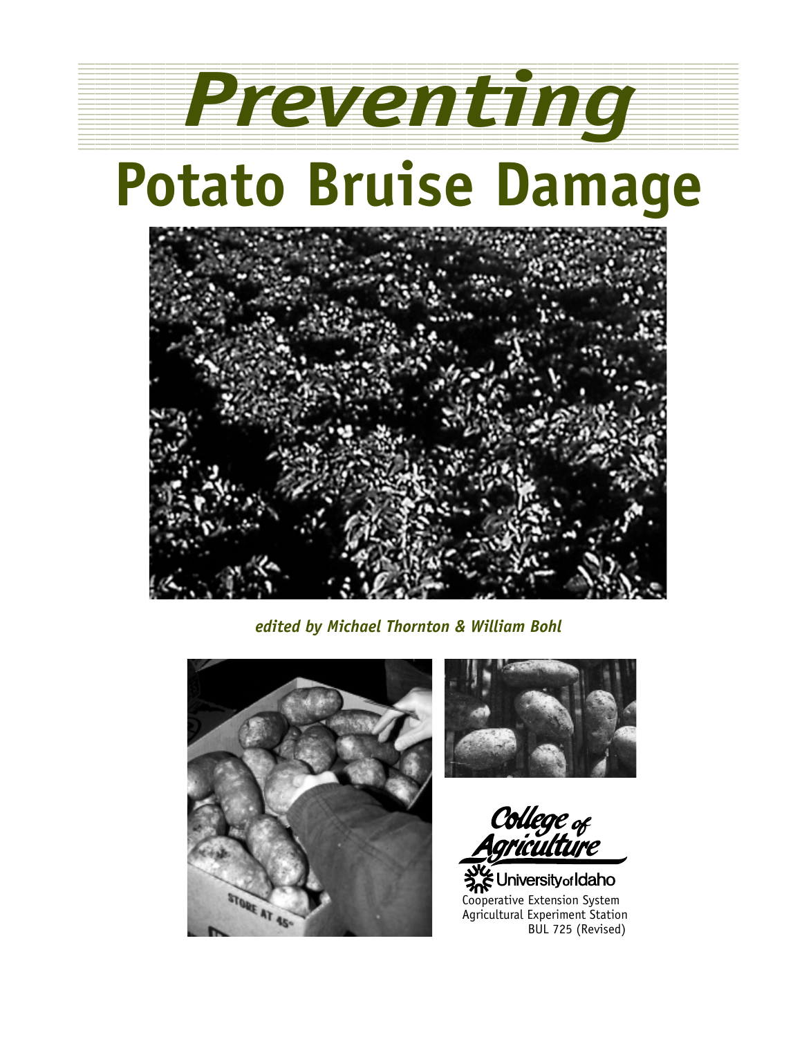# Preventing Potato Bruise Damage

*edited by Michael Thornton & William Bohl*

College of Agriculture

University of Idaho

Cooperative Extension System
Agricultural Experiment Station
BUL 725 (Revised)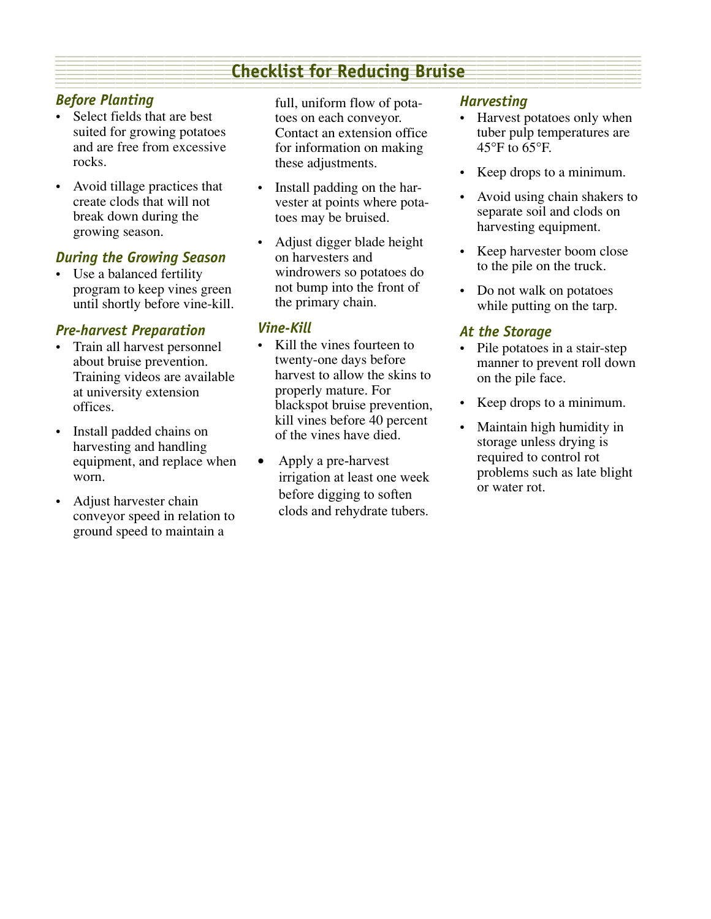## Checklist for Reducing Bruise

### Before Planting

- Select fields that are best suited for growing potatoes and are free from excessive rocks.
- Avoid tillage practices that create clods that will not break down during the growing season.

### During the Growing Season

- Use a balanced fertility program to keep vines green until shortly before vine-kill.

### Pre-harvest Preparation

- Train all harvest personnel about bruise prevention. Training videos are available at university extension offices.
- Install padded chains on harvesting and handling equipment, and replace when worn.
- Adjust harvester chain conveyor speed in relation to ground speed to maintain a full, uniform flow of potatoes on each conveyor. Contact an extension office for information on making these adjustments.
- Install padding on the harvester at points where potatoes may be bruised.
- Adjust digger blade height on harvesters and windrowers so potatoes do not bump into the front of the primary chain.

### Vine-Kill

- Kill the vines fourteen to twenty-one days before harvest to allow the skins to properly mature. For blackspot bruise prevention, kill vines before 40 percent of the vines have died.
- Apply a pre-harvest irrigation at least one week before digging to soften clods and rehydrate tubers.

### Harvesting

- Harvest potatoes only when tuber pulp temperatures are 45°F to 65°F.
- Keep drops to a minimum.
- Avoid using chain shakers to separate soil and clods on harvesting equipment.
- Keep harvester boom close to the pile on the truck.
- Do not walk on potatoes while putting on the tarp.

### At the Storage

- Pile potatoes in a stair-step manner to prevent roll down on the pile face.
- Keep drops to a minimum.
- Maintain high humidity in storage unless drying is required to control rot problems such as late blight or water rot.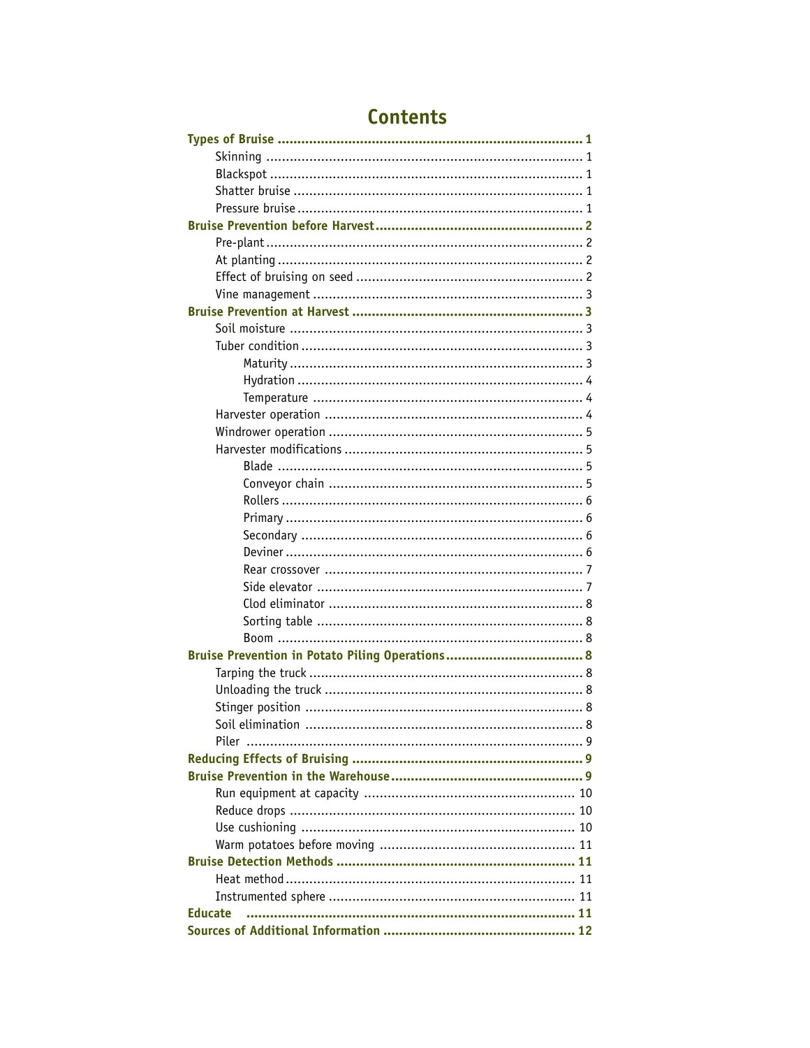# Contents

**Types of Bruise** ........ **1**
- Skinning ........ 1
- Blackspot ........ 1
- Shatter bruise ........ 1
- Pressure bruise ........ 1

**Bruise Prevention before Harvest** ........ **2**
- Pre-plant ........ 2
- At planting ........ 2
- Effect of bruising on seed ........ 2
- Vine management ........ 3

**Bruise Prevention at Harvest** ........ **3**
- Soil moisture ........ 3
- Tuber condition ........ 3
  - Maturity ........ 3
  - Hydration ........ 4
  - Temperature ........ 4
- Harvester operation ........ 4
- Windrower operation ........ 5
- Harvester modifications ........ 5
  - Blade ........ 5
  - Conveyor chain ........ 5
  - Rollers ........ 6
  - Primary ........ 6
  - Secondary ........ 6
  - Deviner ........ 6
  - Rear crossover ........ 7
  - Side elevator ........ 7
  - Clod eliminator ........ 8
  - Sorting table ........ 8
  - Boom ........ 8

**Bruise Prevention in Potato Piling Operations** ........ **8**
- Tarping the truck ........ 8
- Unloading the truck ........ 8
- Stinger position ........ 8
- Soil elimination ........ 8
- Piler ........ 9

**Reducing Effects of Bruising** ........ **9**

**Bruise Prevention in the Warehouse** ........ **9**
- Run equipment at capacity ........ 10
- Reduce drops ........ 10
- Use cushioning ........ 10
- Warm potatoes before moving ........ 11

**Bruise Detection Methods** ........ **11**
- Heat method ........ 11
- Instrumented sphere ........ 11

**Educate** ........ **11**

**Sources of Additional Information** ........ **12**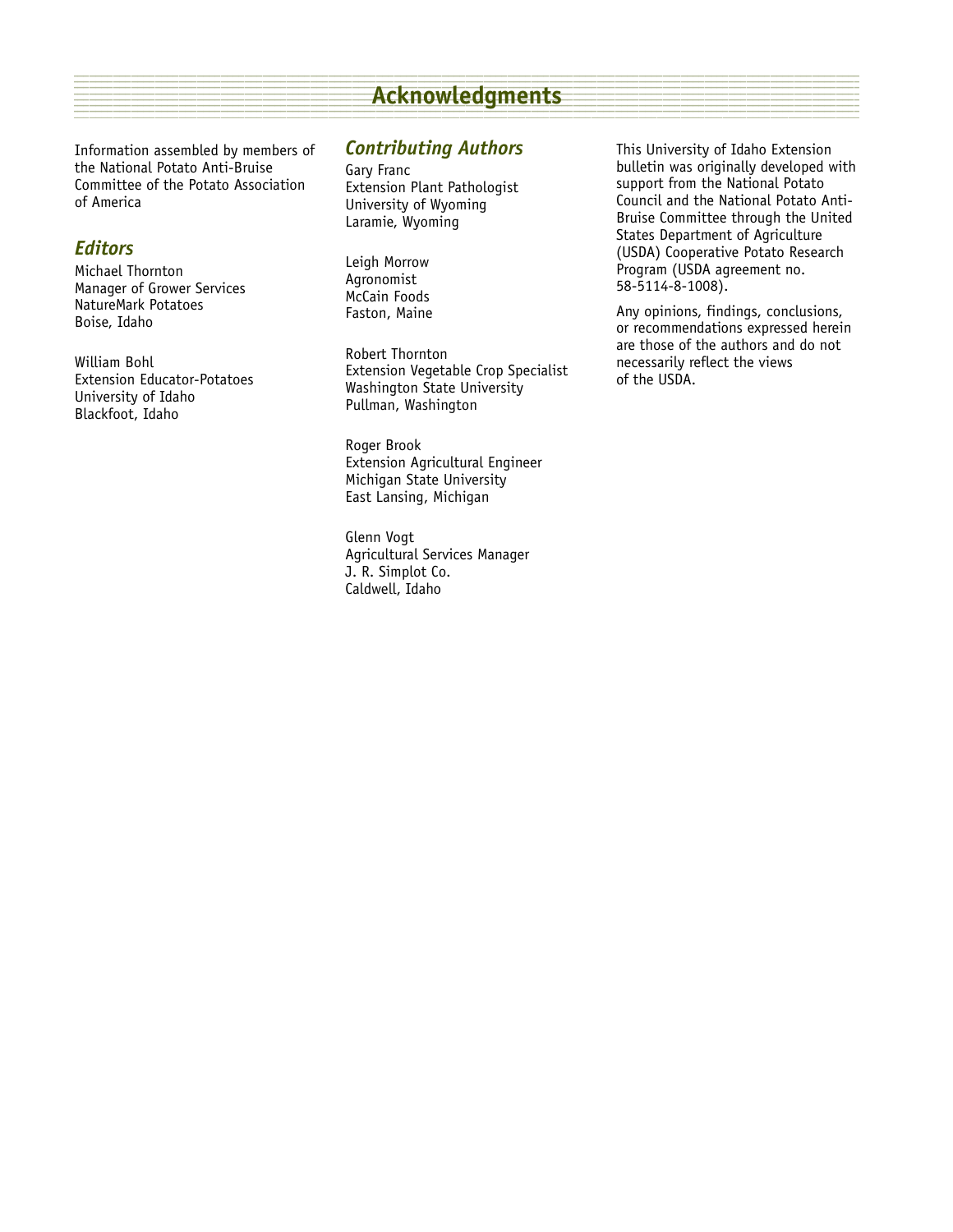# Acknowledgments

Information assembled by members of the National Potato Anti-Bruise Committee of the Potato Association of America

## *Editors*

Michael Thornton
Manager of Grower Services
NatureMark Potatoes
Boise, Idaho

William Bohl
Extension Educator-Potatoes
University of Idaho
Blackfoot, Idaho

## *Contributing Authors*

Gary Franc
Extension Plant Pathologist
University of Wyoming
Laramie, Wyoming

Leigh Morrow
Agronomist
McCain Foods
Faston, Maine

Robert Thornton
Extension Vegetable Crop Specialist
Washington State University
Pullman, Washington

Roger Brook
Extension Agricultural Engineer
Michigan State University
East Lansing, Michigan

Glenn Vogt
Agricultural Services Manager
J. R. Simplot Co.
Caldwell, Idaho

This University of Idaho Extension bulletin was originally developed with support from the National Potato Council and the National Potato Anti-Bruise Committee through the United States Department of Agriculture (USDA) Cooperative Potato Research Program (USDA agreement no. 58-5114-8-1008).

Any opinions, findings, conclusions, or recommendations expressed herein are those of the authors and do not necessarily reflect the views of the USDA.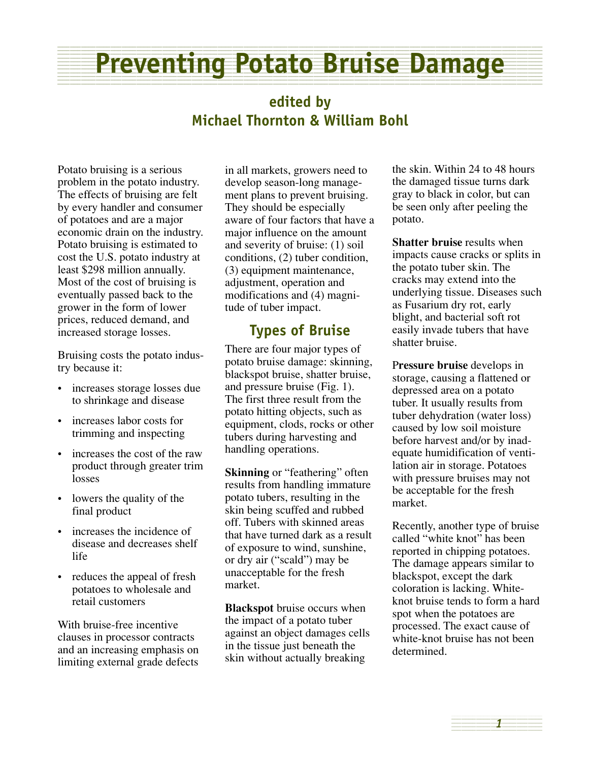# Preventing Potato Bruise Damage

## edited by Michael Thornton & William Bohl

Potato bruising is a serious problem in the potato industry. The effects of bruising are felt by every handler and consumer of potatoes and are a major economic drain on the industry. Potato bruising is estimated to cost the U.S. potato industry at least $298 million annually. Most of the cost of bruising is eventually passed back to the grower in the form of lower prices, reduced demand, and increased storage losses.

Bruising costs the potato industry because it:

- increases storage losses due to shrinkage and disease
- increases labor costs for trimming and inspecting
- increases the cost of the raw product through greater trim losses
- lowers the quality of the final product
- increases the incidence of disease and decreases shelf life
- reduces the appeal of fresh potatoes to wholesale and retail customers

With bruise-free incentive clauses in processor contracts and an increasing emphasis on limiting external grade defects in all markets, growers need to develop season-long management plans to prevent bruising. They should be especially aware of four factors that have a major influence on the amount and severity of bruise: (1) soil conditions, (2) tuber condition, (3) equipment maintenance, adjustment, operation and modifications and (4) magnitude of tuber impact.

## Types of Bruise

There are four major types of potato bruise damage: skinning, blackspot bruise, shatter bruise, and pressure bruise (Fig. 1). The first three result from the potato hitting objects, such as equipment, clods, rocks or other tubers during harvesting and handling operations.

**Skinning** or "feathering" often results from handling immature potato tubers, resulting in the skin being scuffed and rubbed off. Tubers with skinned areas that have turned dark as a result of exposure to wind, sunshine, or dry air ("scald") may be unacceptable for the fresh market.

**Blackspot** bruise occurs when the impact of a potato tuber against an object damages cells in the tissue just beneath the skin without actually breaking the skin. Within 24 to 48 hours the damaged tissue turns dark gray to black in color, but can be seen only after peeling the potato.

**Shatter bruise** results when impacts cause cracks or splits in the potato tuber skin. The cracks may extend into the underlying tissue. Diseases such as Fusarium dry rot, early blight, and bacterial soft rot easily invade tubers that have shatter bruise.

**Pressure bruise** develops in storage, causing a flattened or depressed area on a potato tuber. It usually results from tuber dehydration (water loss) caused by low soil moisture before harvest and/or by inadequate humidification of ventilation air in storage. Potatoes with pressure bruises may not be acceptable for the fresh market.

Recently, another type of bruise called "white knot" has been reported in chipping potatoes. The damage appears similar to blackspot, except the dark coloration is lacking. White-knot bruise tends to form a hard spot when the potatoes are processed. The exact cause of white-knot bruise has not been determined.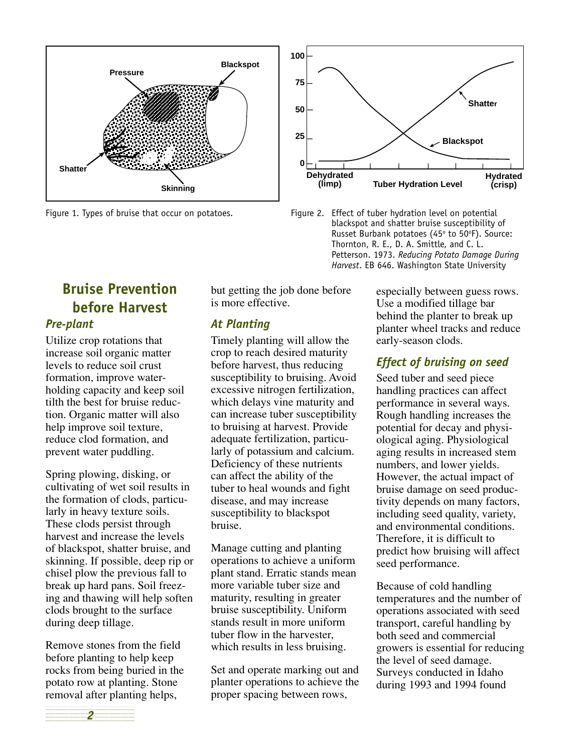Figure 1. Types of bruise that occur on potatoes.

Figure 2. Effect of tuber hydration level on potential blackspot and shatter bruise susceptibility of Russet Burbank potatoes (45° to 50°F). Source: Thornton, R. E., D. A. Smittle, and C. L. Petterson. 1973. *Reducing Potato Damage During Harvest*. EB 646. Washington State University

## Bruise Prevention before Harvest

### *Pre-plant*

Utilize crop rotations that increase soil organic matter levels to reduce soil crust formation, improve water-holding capacity and keep soil tilth the best for bruise reduction. Organic matter will also help improve soil texture, reduce clod formation, and prevent water puddling.

Spring plowing, disking, or cultivating of wet soil results in the formation of clods, particularly in heavy texture soils. These clods persist through harvest and increase the levels of blackspot, shatter bruise, and skinning. If possible, deep rip or chisel plow the previous fall to break up hard pans. Soil freezing and thawing will help soften clods brought to the surface during deep tillage.

Remove stones from the field before planting to help keep rocks from being buried in the potato row at planting. Stone removal after planting helps, but getting the job done before is more effective.

### *At Planting*

Timely planting will allow the crop to reach desired maturity before harvest, thus reducing susceptibility to bruising. Avoid excessive nitrogen fertilization, which delays vine maturity and can increase tuber susceptibility to bruising at harvest. Provide adequate fertilization, particularly of potassium and calcium. Deficiency of these nutrients can affect the ability of the tuber to heal wounds and fight disease, and may increase susceptibility to blackspot bruise.

Manage cutting and planting operations to achieve a uniform plant stand. Erratic stands mean more variable tuber size and maturity, resulting in greater bruise susceptibility. Uniform stands result in more uniform tuber flow in the harvester, which results in less bruising.

Set and operate marking out and planter operations to achieve the proper spacing between rows, especially between guess rows. Use a modified tillage bar behind the planter to break up planter wheel tracks and reduce early-season clods.

### *Effect of bruising on seed*

Seed tuber and seed piece handling practices can affect performance in several ways. Rough handling increases the potential for decay and physiological aging. Physiological aging results in increased stem numbers, and lower yields. However, the actual impact of bruise damage on seed productivity depends on many factors, including seed quality, variety, and environmental conditions. Therefore, it is difficult to predict how bruising will affect seed performance.

Because of cold handling temperatures and the number of operations associated with seed transport, careful handling by both seed and commercial growers is essential for reducing the level of seed damage. Surveys conducted in Idaho during 1993 and 1994 found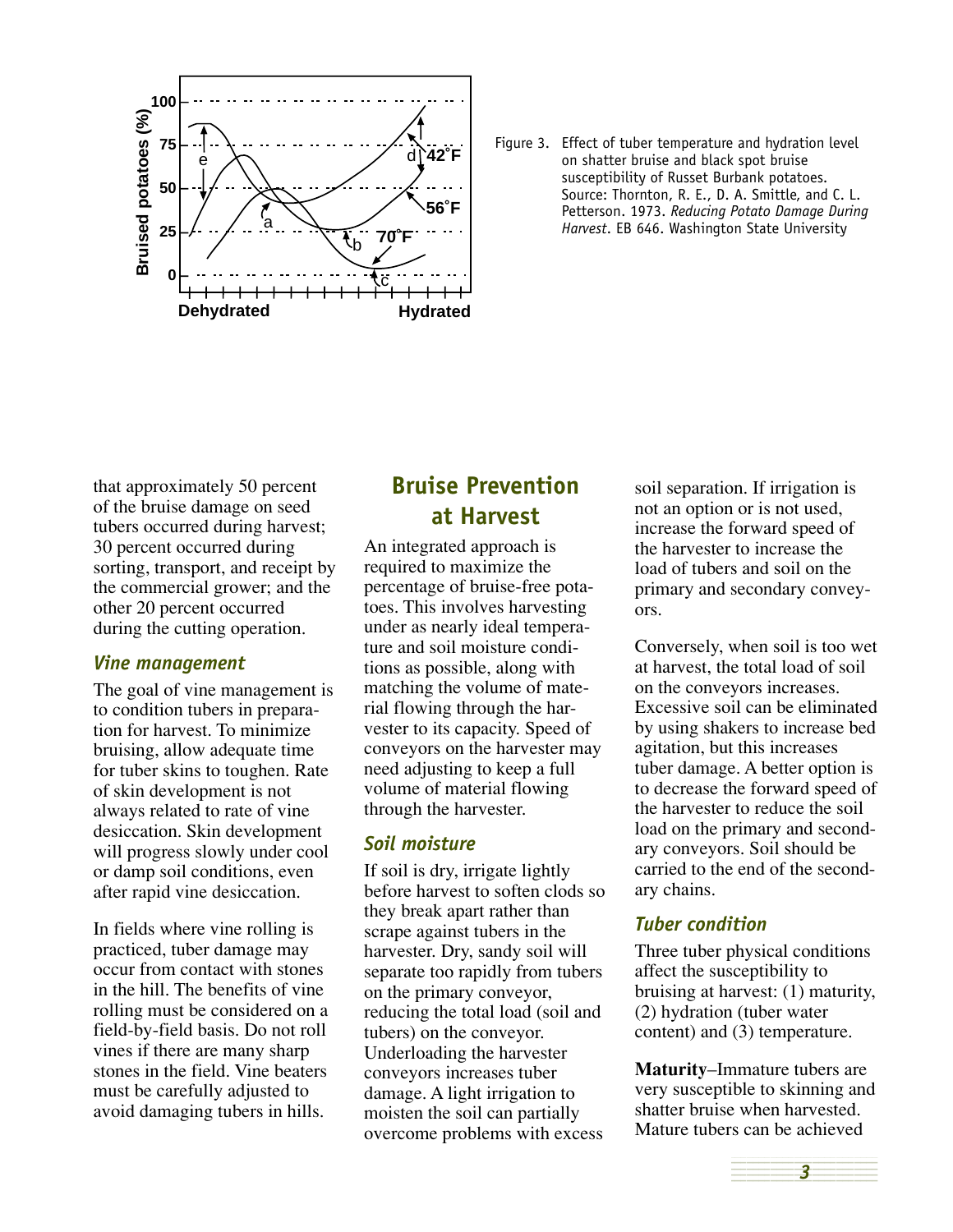Figure 3. Effect of tuber temperature and hydration level on shatter bruise and black spot bruise susceptibility of Russet Burbank potatoes. Source: Thornton, R. E., D. A. Smittle, and C. L. Petterson. 1973. *Reducing Potato Damage During Harvest*. EB 646. Washington State University

that approximately 50 percent of the bruise damage on seed tubers occurred during harvest; 30 percent occurred during sorting, transport, and receipt by the commercial grower; and the other 20 percent occurred during the cutting operation.

### *Vine management*

The goal of vine management is to condition tubers in preparation for harvest. To minimize bruising, allow adequate time for tuber skins to toughen. Rate of skin development is not always related to rate of vine desiccation. Skin development will progress slowly under cool or damp soil conditions, even after rapid vine desiccation.

In fields where vine rolling is practiced, tuber damage may occur from contact with stones in the hill. The benefits of vine rolling must be considered on a field-by-field basis. Do not roll vines if there are many sharp stones in the field. Vine beaters must be carefully adjusted to avoid damaging tubers in hills.

## Bruise Prevention at Harvest

An integrated approach is required to maximize the percentage of bruise-free potatoes. This involves harvesting under as nearly ideal temperature and soil moisture conditions as possible, along with matching the volume of material flowing through the harvester to its capacity. Speed of conveyors on the harvester may need adjusting to keep a full volume of material flowing through the harvester.

### *Soil moisture*

If soil is dry, irrigate lightly before harvest to soften clods so they break apart rather than scrape against tubers in the harvester. Dry, sandy soil will separate too rapidly from tubers on the primary conveyor, reducing the total load (soil and tubers) on the conveyor. Underloading the harvester conveyors increases tuber damage. A light irrigation to moisten the soil can partially overcome problems with excess soil separation. If irrigation is not an option or is not used, increase the forward speed of the harvester to increase the load of tubers and soil on the primary and secondary conveyors.

Conversely, when soil is too wet at harvest, the total load of soil on the conveyors increases. Excessive soil can be eliminated by using shakers to increase bed agitation, but this increases tuber damage. A better option is to decrease the forward speed of the harvester to reduce the soil load on the primary and secondary conveyors. Soil should be carried to the end of the secondary chains.

### *Tuber condition*

Three tuber physical conditions affect the susceptibility to bruising at harvest: (1) maturity, (2) hydration (tuber water content) and (3) temperature.

**Maturity**–Immature tubers are very susceptible to skinning and shatter bruise when harvested. Mature tubers can be achieved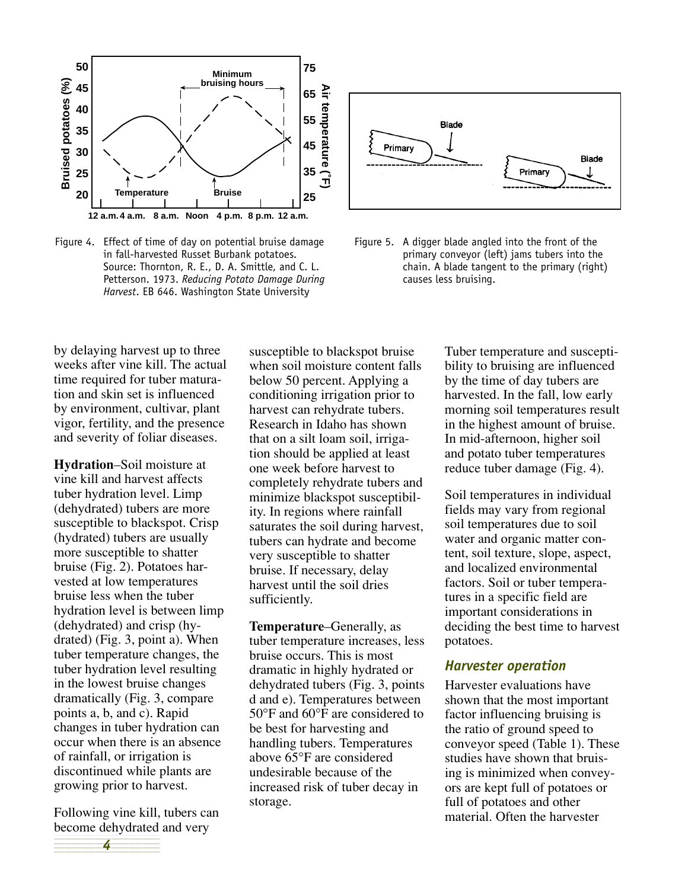Figure 4. Effect of time of day on potential bruise damage in fall-harvested Russet Burbank potatoes. Source: Thornton, R. E., D. A. Smittle, and C. L. Petterson. 1973. *Reducing Potato Damage During Harvest*. EB 646. Washington State University

Figure 5. A digger blade angled into the front of the primary conveyor (left) jams tubers into the chain. A blade tangent to the primary (right) causes less bruising.

by delaying harvest up to three weeks after vine kill. The actual time required for tuber maturation and skin set is influenced by environment, cultivar, plant vigor, fertility, and the presence and severity of foliar diseases.

**Hydration**–Soil moisture at vine kill and harvest affects tuber hydration level. Limp (dehydrated) tubers are more susceptible to blackspot. Crisp (hydrated) tubers are usually more susceptible to shatter bruise (Fig. 2). Potatoes harvested at low temperatures bruise less when the tuber hydration level is between limp (dehydrated) and crisp (hydrated) (Fig. 3, point a). When tuber temperature changes, the tuber hydration level resulting in the lowest bruise changes dramatically (Fig. 3, compare points a, b, and c). Rapid changes in tuber hydration can occur when there is an absence of rainfall, or irrigation is discontinued while plants are growing prior to harvest.

Following vine kill, tubers can become dehydrated and very susceptible to blackspot bruise when soil moisture content falls below 50 percent. Applying a conditioning irrigation prior to harvest can rehydrate tubers. Research in Idaho has shown that on a silt loam soil, irrigation should be applied at least one week before harvest to completely rehydrate tubers and minimize blackspot susceptibility. In regions where rainfall saturates the soil during harvest, tubers can hydrate and become very susceptible to shatter bruise. If necessary, delay harvest until the soil dries sufficiently.

**Temperature**–Generally, as tuber temperature increases, less bruise occurs. This is most dramatic in highly hydrated or dehydrated tubers (Fig. 3, points d and e). Temperatures between 50°F and 60°F are considered to be best for harvesting and handling tubers. Temperatures above 65°F are considered undesirable because of the increased risk of tuber decay in storage.

Tuber temperature and susceptibility to bruising are influenced by the time of day tubers are harvested. In the fall, low early morning soil temperatures result in the highest amount of bruise. In mid-afternoon, higher soil and potato tuber temperatures reduce tuber damage (Fig. 4).

Soil temperatures in individual fields may vary from regional soil temperatures due to soil water and organic matter content, soil texture, slope, aspect, and localized environmental factors. Soil or tuber temperatures in a specific field are important considerations in deciding the best time to harvest potatoes.

### *Harvester operation*

Harvester evaluations have shown that the most important factor influencing bruising is the ratio of ground speed to conveyor speed (Table 1). These studies have shown that bruising is minimized when conveyors are kept full of potatoes or full of potatoes and other material. Often the harvester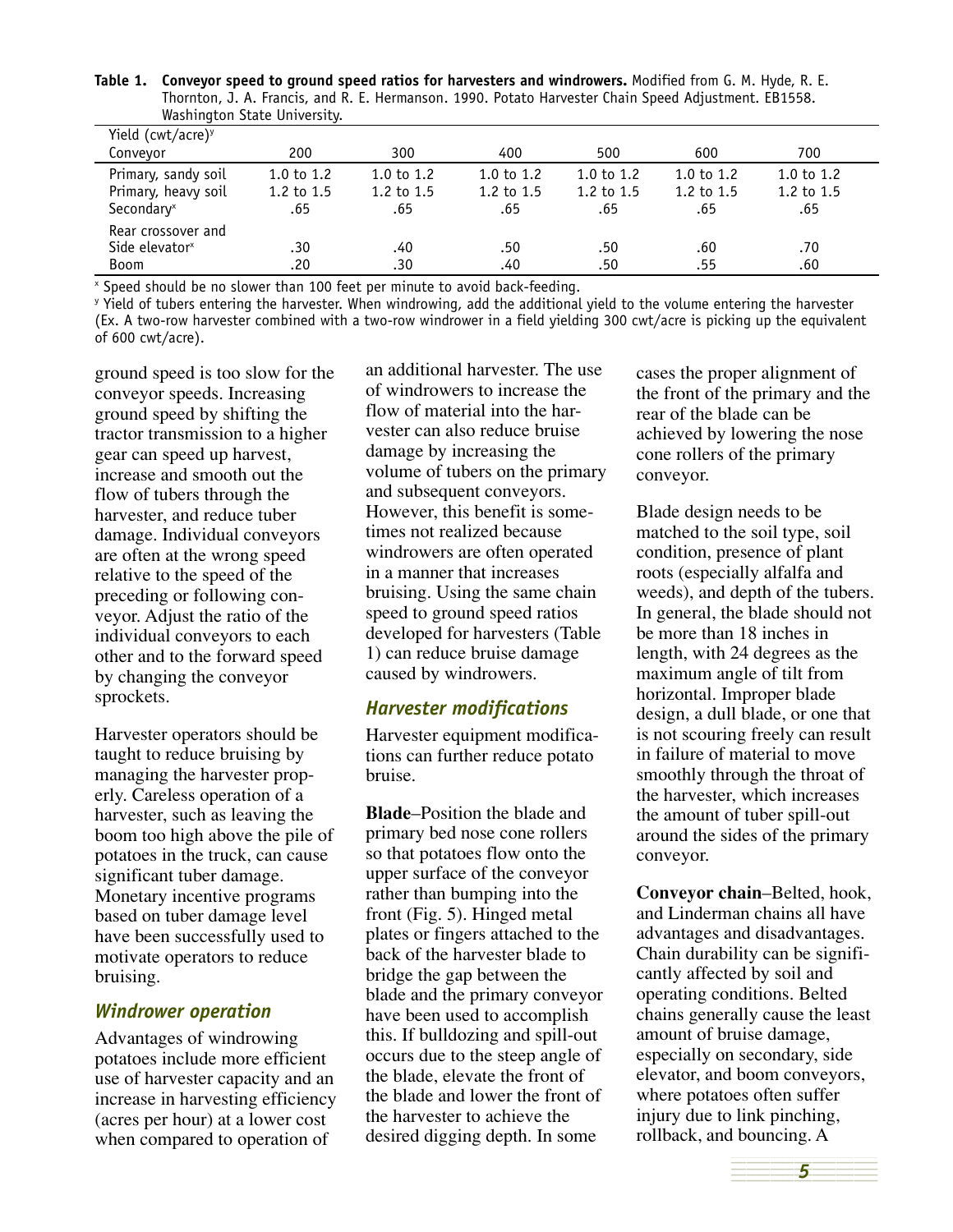**Table 1. Conveyor speed to ground speed ratios for harvesters and windrowers.** Modified from G. M. Hyde, R. E. Thornton, J. A. Francis, and R. E. Hermanson. 1990. Potato Harvester Chain Speed Adjustment. EB1558. Washington State University.

| Yield (cwt/acre)[y] Conveyor | 200 | 300 | 400 | 500 | 600 | 700 |
|---|---|---|---|---|---|---|
| Primary, sandy soil | 1.0 to 1.2 | 1.0 to 1.2 | 1.0 to 1.2 | 1.0 to 1.2 | 1.0 to 1.2 | 1.0 to 1.2 |
| Primary, heavy soil | 1.2 to 1.5 | 1.2 to 1.5 | 1.2 to 1.5 | 1.2 to 1.5 | 1.2 to 1.5 | 1.2 to 1.5 |
| Secondary[x] | .65 | .65 | .65 | .65 | .65 | .65 |
| Rear crossover and Side elevator[x] | .30 | .40 | .50 | .50 | .60 | .70 |
| Boom | .20 | .30 | .40 | .50 | .55 | .60 |

[x] Speed should be no slower than 100 feet per minute to avoid back-feeding.
[y] Yield of tubers entering the harvester. When windrowing, add the additional yield to the volume entering the harvester (Ex. A two-row harvester combined with a two-row windrower in a field yielding 300 cwt/acre is picking up the equivalent of 600 cwt/acre).

ground speed is too slow for the conveyor speeds. Increasing ground speed by shifting the tractor transmission to a higher gear can speed up harvest, increase and smooth out the flow of tubers through the harvester, and reduce tuber damage. Individual conveyors are often at the wrong speed relative to the speed of the preceding or following conveyor. Adjust the ratio of the individual conveyors to each other and to the forward speed by changing the conveyor sprockets.

Harvester operators should be taught to reduce bruising by managing the harvester properly. Careless operation of a harvester, such as leaving the boom too high above the pile of potatoes in the truck, can cause significant tuber damage. Monetary incentive programs based on tuber damage level have been successfully used to motivate operators to reduce bruising.

### *Windrower operation*

Advantages of windrowing potatoes include more efficient use of harvester capacity and an increase in harvesting efficiency (acres per hour) at a lower cost when compared to operation of an additional harvester. The use of windrowers to increase the flow of material into the harvester can also reduce bruise damage by increasing the volume of tubers on the primary and subsequent conveyors. However, this benefit is sometimes not realized because windrowers are often operated in a manner that increases bruising. Using the same chain speed to ground speed ratios developed for harvesters (Table 1) can reduce bruise damage caused by windrowers.

### *Harvester modifications*

Harvester equipment modifications can further reduce potato bruise.

**Blade**–Position the blade and primary bed nose cone rollers so that potatoes flow onto the upper surface of the conveyor rather than bumping into the front (Fig. 5). Hinged metal plates or fingers attached to the back of the harvester blade to bridge the gap between the blade and the primary conveyor have been used to accomplish this. If bulldozing and spill-out occurs due to the steep angle of the blade, elevate the front of the blade and lower the front of the harvester to achieve the desired digging depth. In some cases the proper alignment of the front of the primary and the rear of the blade can be achieved by lowering the nose cone rollers of the primary conveyor.

Blade design needs to be matched to the soil type, soil condition, presence of plant roots (especially alfalfa and weeds), and depth of the tubers. In general, the blade should not be more than 18 inches in length, with 24 degrees as the maximum angle of tilt from horizontal. Improper blade design, a dull blade, or one that is not scouring freely can result in failure of material to move smoothly through the throat of the harvester, which increases the amount of tuber spill-out around the sides of the primary conveyor.

**Conveyor chain**–Belted, hook, and Linderman chains all have advantages and disadvantages. Chain durability can be significantly affected by soil and operating conditions. Belted chains generally cause the least amount of bruise damage, especially on secondary, side elevator, and boom conveyors, where potatoes often suffer injury due to link pinching, rollback, and bouncing. A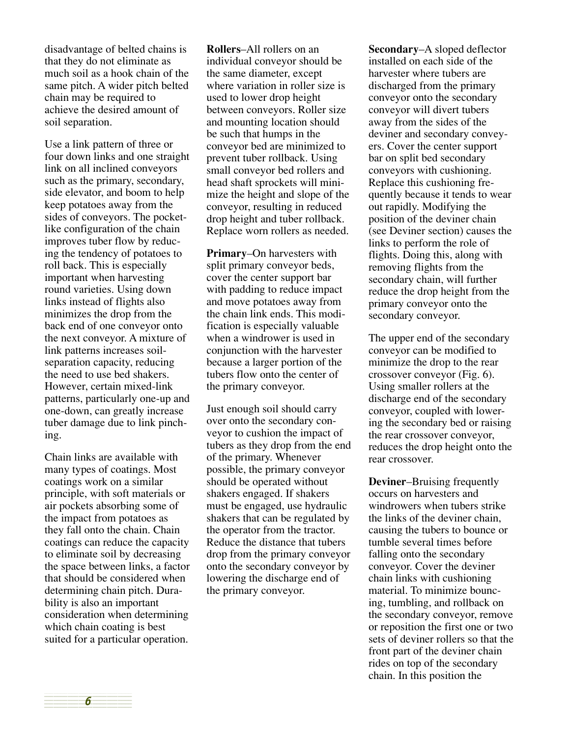disadvantage of belted chains is that they do not eliminate as much soil as a hook chain of the same pitch. A wider pitch belted chain may be required to achieve the desired amount of soil separation.

Use a link pattern of three or four down links and one straight link on all inclined conveyors such as the primary, secondary, side elevator, and boom to help keep potatoes away from the sides of conveyors. The pocket-like configuration of the chain improves tuber flow by reducing the tendency of potatoes to roll back. This is especially important when harvesting round varieties. Using down links instead of flights also minimizes the drop from the back end of one conveyor onto the next conveyor. A mixture of link patterns increases soil-separation capacity, reducing the need to use bed shakers. However, certain mixed-link patterns, particularly one-up and one-down, can greatly increase tuber damage due to link pinching.

Chain links are available with many types of coatings. Most coatings work on a similar principle, with soft materials or air pockets absorbing some of the impact from potatoes as they fall onto the chain. Chain coatings can reduce the capacity to eliminate soil by decreasing the space between links, a factor that should be considered when determining chain pitch. Durability is also an important consideration when determining which chain coating is best suited for a particular operation.

**Rollers**–All rollers on an individual conveyor should be the same diameter, except where variation in roller size is used to lower drop height between conveyors. Roller size and mounting location should be such that humps in the conveyor bed are minimized to prevent tuber rollback. Using small conveyor bed rollers and head shaft sprockets will minimize the height and slope of the conveyor, resulting in reduced drop height and tuber rollback. Replace worn rollers as needed.

**Primary**–On harvesters with split primary conveyor beds, cover the center support bar with padding to reduce impact and move potatoes away from the chain link ends. This modification is especially valuable when a windrower is used in conjunction with the harvester because a larger portion of the tubers flow onto the center of the primary conveyor.

Just enough soil should carry over onto the secondary conveyor to cushion the impact of tubers as they drop from the end of the primary. Whenever possible, the primary conveyor should be operated without shakers engaged. If shakers must be engaged, use hydraulic shakers that can be regulated by the operator from the tractor. Reduce the distance that tubers drop from the primary conveyor onto the secondary conveyor by lowering the discharge end of the primary conveyor.

**Secondary**–A sloped deflector installed on each side of the harvester where tubers are discharged from the primary conveyor onto the secondary conveyor will divert tubers away from the sides of the deviner and secondary conveyers. Cover the center support bar on split bed secondary conveyors with cushioning. Replace this cushioning frequently because it tends to wear out rapidly. Modifying the position of the deviner chain (see Deviner section) causes the links to perform the role of flights. Doing this, along with removing flights from the secondary chain, will further reduce the drop height from the primary conveyor onto the secondary conveyor.

The upper end of the secondary conveyor can be modified to minimize the drop to the rear crossover conveyor (Fig. 6). Using smaller rollers at the discharge end of the secondary conveyor, coupled with lowering the secondary bed or raising the rear crossover conveyor, reduces the drop height onto the rear crossover.

**Deviner**–Bruising frequently occurs on harvesters and windrowers when tubers strike the links of the deviner chain, causing the tubers to bounce or tumble several times before falling onto the secondary conveyor. Cover the deviner chain links with cushioning material. To minimize bouncing, tumbling, and rollback on the secondary conveyor, remove or reposition the first one or two sets of deviner rollers so that the front part of the deviner chain rides on top of the secondary chain. In this position the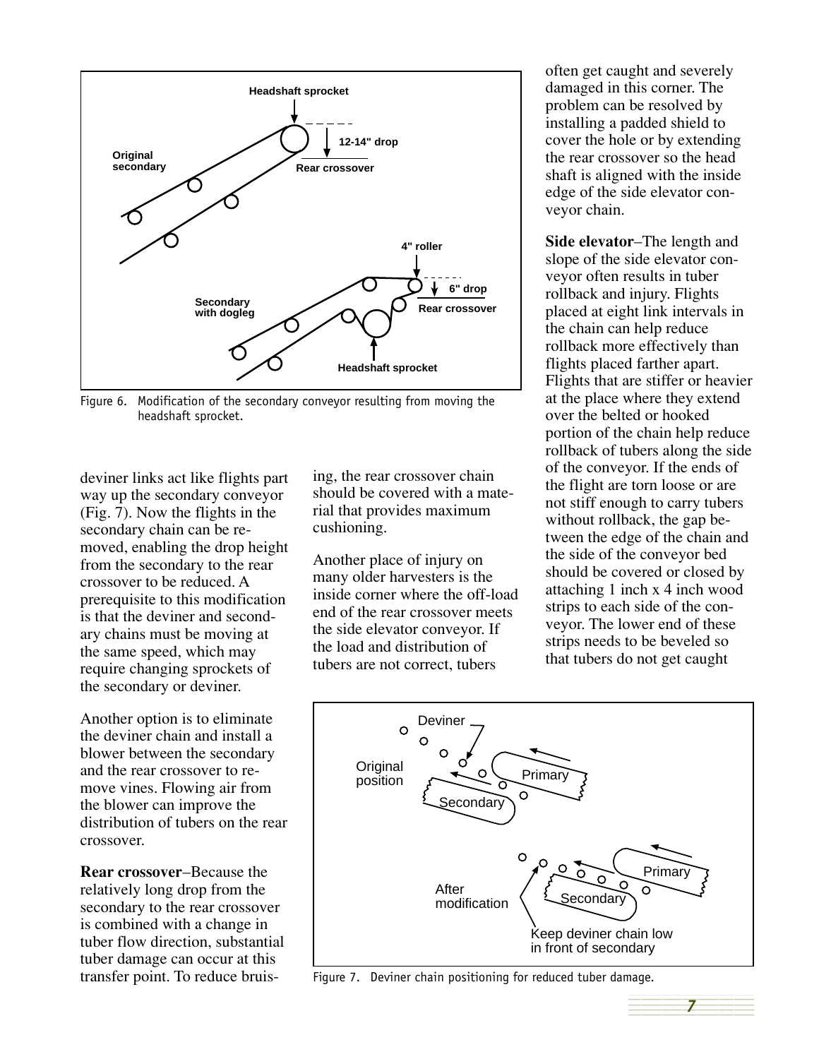Figure 6. Modification of the secondary conveyor resulting from moving the headshaft sprocket.

deviner links act like flights part way up the secondary conveyor (Fig. 7). Now the flights in the secondary chain can be removed, enabling the drop height from the secondary to the rear crossover to be reduced. A prerequisite to this modification is that the deviner and secondary chains must be moving at the same speed, which may require changing sprockets of the secondary or deviner.

Another option is to eliminate the deviner chain and install a blower between the secondary and the rear crossover to remove vines. Flowing air from the blower can improve the distribution of tubers on the rear crossover.

**Rear crossover**–Because the relatively long drop from the secondary to the rear crossover is combined with a change in tuber flow direction, substantial tuber damage can occur at this transfer point. To reduce bruising, the rear crossover chain should be covered with a material that provides maximum cushioning.

Another place of injury on many older harvesters is the inside corner where the off-load end of the rear crossover meets the side elevator conveyor. If the load and distribution of tubers are not correct, tubers often get caught and severely damaged in this corner. The problem can be resolved by installing a padded shield to cover the hole or by extending the rear crossover so the head shaft is aligned with the inside edge of the side elevator conveyor chain.

**Side elevator**–The length and slope of the side elevator conveyor often results in tuber rollback and injury. Flights placed at eight link intervals in the chain can help reduce rollback more effectively than flights placed farther apart. Flights that are stiffer or heavier at the place where they extend over the belted or hooked portion of the chain help reduce rollback of tubers along the side of the conveyor. If the ends of the flight are torn loose or are not stiff enough to carry tubers without rollback, the gap between the edge of the chain and the side of the conveyor bed should be covered or closed by attaching 1 inch x 4 inch wood strips to each side of the conveyor. The lower end of these strips needs to be beveled so that tubers do not get caught

Figure 7. Deviner chain positioning for reduced tuber damage.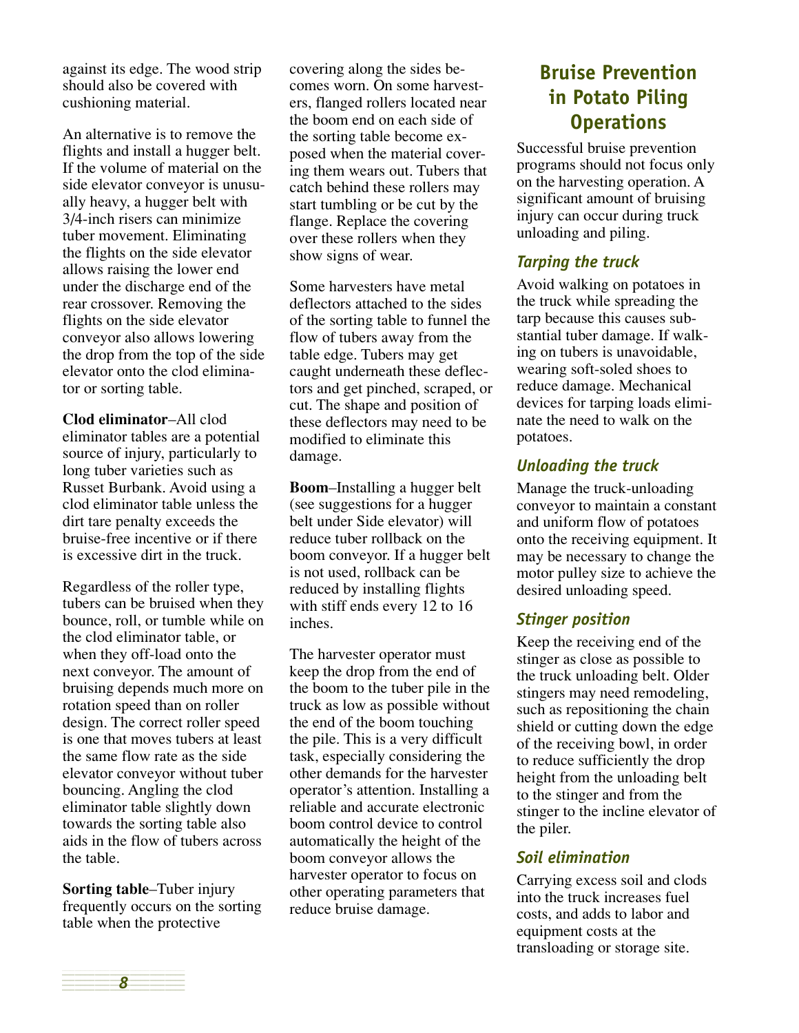against its edge. The wood strip should also be covered with cushioning material.

An alternative is to remove the flights and install a hugger belt. If the volume of material on the side elevator conveyor is unusually heavy, a hugger belt with 3/4-inch risers can minimize tuber movement. Eliminating the flights on the side elevator allows raising the lower end under the discharge end of the rear crossover. Removing the flights on the side elevator conveyor also allows lowering the drop from the top of the side elevator onto the clod eliminator or sorting table.

**Clod eliminator**–All clod eliminator tables are a potential source of injury, particularly to long tuber varieties such as Russet Burbank. Avoid using a clod eliminator table unless the dirt tare penalty exceeds the bruise-free incentive or if there is excessive dirt in the truck.

Regardless of the roller type, tubers can be bruised when they bounce, roll, or tumble while on the clod eliminator table, or when they off-load onto the next conveyor. The amount of bruising depends much more on rotation speed than on roller design. The correct roller speed is one that moves tubers at least the same flow rate as the side elevator conveyor without tuber bouncing. Angling the clod eliminator table slightly down towards the sorting table also aids in the flow of tubers across the table.

**Sorting table**–Tuber injury frequently occurs on the sorting table when the protective covering along the sides becomes worn. On some harvesters, flanged rollers located near the boom end on each side of the sorting table become exposed when the material covering them wears out. Tubers that catch behind these rollers may start tumbling or be cut by the flange. Replace the covering over these rollers when they show signs of wear.

Some harvesters have metal deflectors attached to the sides of the sorting table to funnel the flow of tubers away from the table edge. Tubers may get caught underneath these deflectors and get pinched, scraped, or cut. The shape and position of these deflectors may need to be modified to eliminate this damage.

**Boom**–Installing a hugger belt (see suggestions for a hugger belt under Side elevator) will reduce tuber rollback on the boom conveyor. If a hugger belt is not used, rollback can be reduced by installing flights with stiff ends every 12 to 16 inches.

The harvester operator must keep the drop from the end of the boom to the tuber pile in the truck as low as possible without the end of the boom touching the pile. This is a very difficult task, especially considering the other demands for the harvester operator's attention. Installing a reliable and accurate electronic boom control device to control automatically the height of the boom conveyor allows the harvester operator to focus on other operating parameters that reduce bruise damage.

## Bruise Prevention in Potato Piling Operations

Successful bruise prevention programs should not focus only on the harvesting operation. A significant amount of bruising injury can occur during truck unloading and piling.

### *Tarping the truck*

Avoid walking on potatoes in the truck while spreading the tarp because this causes substantial tuber damage. If walking on tubers is unavoidable, wearing soft-soled shoes to reduce damage. Mechanical devices for tarping loads eliminate the need to walk on the potatoes.

### *Unloading the truck*

Manage the truck-unloading conveyor to maintain a constant and uniform flow of potatoes onto the receiving equipment. It may be necessary to change the motor pulley size to achieve the desired unloading speed.

### *Stinger position*

Keep the receiving end of the stinger as close as possible to the truck unloading belt. Older stingers may need remodeling, such as repositioning the chain shield or cutting down the edge of the receiving bowl, in order to reduce sufficiently the drop height from the unloading belt to the stinger and from the stinger to the incline elevator of the piler.

### *Soil elimination*

Carrying excess soil and clods into the truck increases fuel costs, and adds to labor and equipment costs at the transloading or storage site.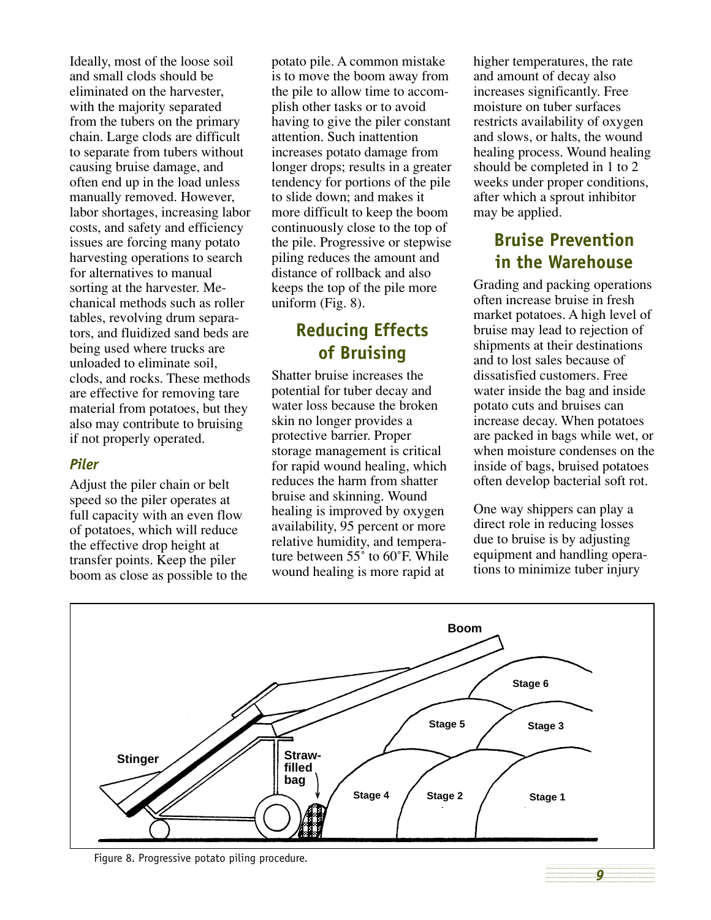Ideally, most of the loose soil and small clods should be eliminated on the harvester, with the majority separated from the tubers on the primary chain. Large clods are difficult to separate from tubers without causing bruise damage, and often end up in the load unless manually removed. However, labor shortages, increasing labor costs, and safety and efficiency issues are forcing many potato harvesting operations to search for alternatives to manual sorting at the harvester. Mechanical methods such as roller tables, revolving drum separators, and fluidized sand beds are being used where trucks are unloaded to eliminate soil, clods, and rocks. These methods are effective for removing tare material from potatoes, but they also may contribute to bruising if not properly operated.

### *Piler*

Adjust the piler chain or belt speed so the piler operates at full capacity with an even flow of potatoes, which will reduce the effective drop height at transfer points. Keep the piler boom as close as possible to the potato pile. A common mistake is to move the boom away from the pile to allow time to accomplish other tasks or to avoid having to give the piler constant attention. Such inattention increases potato damage from longer drops; results in a greater tendency for portions of the pile to slide down; and makes it more difficult to keep the boom continuously close to the top of the pile. Progressive or stepwise piling reduces the amount and distance of rollback and also keeps the top of the pile more uniform (Fig. 8).

## Reducing Effects of Bruising

Shatter bruise increases the potential for tuber decay and water loss because the broken skin no longer provides a protective barrier. Proper storage management is critical for rapid wound healing, which reduces the harm from shatter bruise and skinning. Wound healing is improved by oxygen availability, 95 percent or more relative humidity, and temperature between 55˚ to 60˚F. While wound healing is more rapid at higher temperatures, the rate and amount of decay also increases significantly. Free moisture on tuber surfaces restricts availability of oxygen and slows, or halts, the wound healing process. Wound healing should be completed in 1 to 2 weeks under proper conditions, after which a sprout inhibitor may be applied.

## Bruise Prevention in the Warehouse

Grading and packing operations often increase bruise in fresh market potatoes. A high level of bruise may lead to rejection of shipments at their destinations and to lost sales because of dissatisfied customers. Free water inside the bag and inside potato cuts and bruises can increase decay. When potatoes are packed in bags while wet, or when moisture condenses on the inside of bags, bruised potatoes often develop bacterial soft rot.

One way shippers can play a direct role in reducing losses due to bruise is by adjusting equipment and handling operations to minimize tuber injury

Figure 8. Progressive potato piling procedure.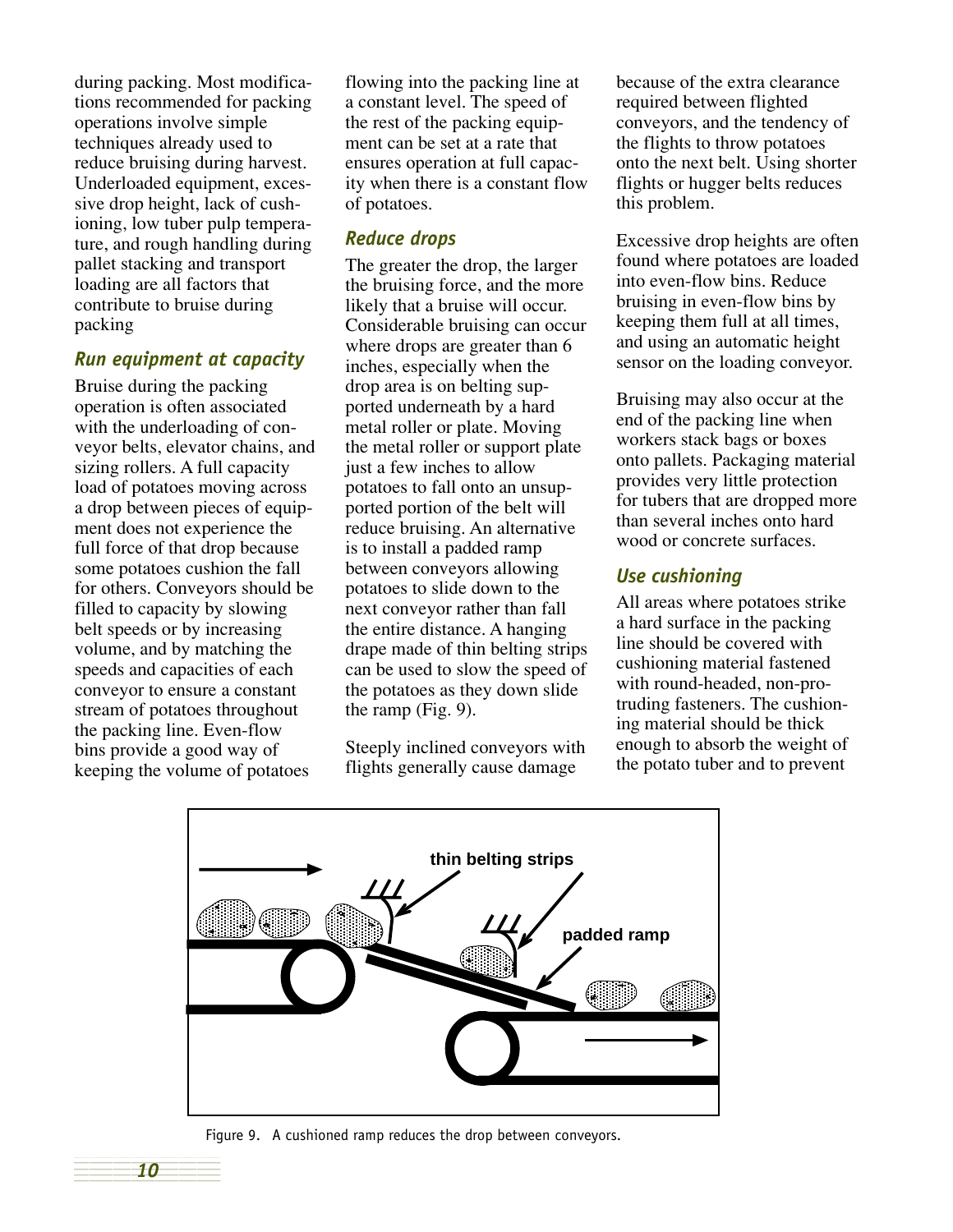during packing. Most modifications recommended for packing operations involve simple techniques already used to reduce bruising during harvest. Underloaded equipment, excessive drop height, lack of cushioning, low tuber pulp temperature, and rough handling during pallet stacking and transport loading are all factors that contribute to bruise during packing

### *Run equipment at capacity*

Bruise during the packing operation is often associated with the underloading of conveyor belts, elevator chains, and sizing rollers. A full capacity load of potatoes moving across a drop between pieces of equipment does not experience the full force of that drop because some potatoes cushion the fall for others. Conveyors should be filled to capacity by slowing belt speeds or by increasing volume, and by matching the speeds and capacities of each conveyor to ensure a constant stream of potatoes throughout the packing line. Even-flow bins provide a good way of keeping the volume of potatoes flowing into the packing line at a constant level. The speed of the rest of the packing equipment can be set at a rate that ensures operation at full capacity when there is a constant flow of potatoes.

### *Reduce drops*

The greater the drop, the larger the bruising force, and the more likely that a bruise will occur. Considerable bruising can occur where drops are greater than 6 inches, especially when the drop area is on belting supported underneath by a hard metal roller or plate. Moving the metal roller or support plate just a few inches to allow potatoes to fall onto an unsupported portion of the belt will reduce bruising. An alternative is to install a padded ramp between conveyors allowing potatoes to slide down to the next conveyor rather than fall the entire distance. A hanging drape made of thin belting strips can be used to slow the speed of the potatoes as they down slide the ramp (Fig. 9).

Steeply inclined conveyors with flights generally cause damage because of the extra clearance required between flighted conveyors, and the tendency of the flights to throw potatoes onto the next belt. Using shorter flights or hugger belts reduces this problem.

Excessive drop heights are often found where potatoes are loaded into even-flow bins. Reduce bruising in even-flow bins by keeping them full at all times, and using an automatic height sensor on the loading conveyor.

Bruising may also occur at the end of the packing line when workers stack bags or boxes onto pallets. Packaging material provides very little protection for tubers that are dropped more than several inches onto hard wood or concrete surfaces.

### *Use cushioning*

All areas where potatoes strike a hard surface in the packing line should be covered with cushioning material fastened with round-headed, non-protruding fasteners. The cushioning material should be thick enough to absorb the weight of the potato tuber and to prevent

Figure 9. A cushioned ramp reduces the drop between conveyors.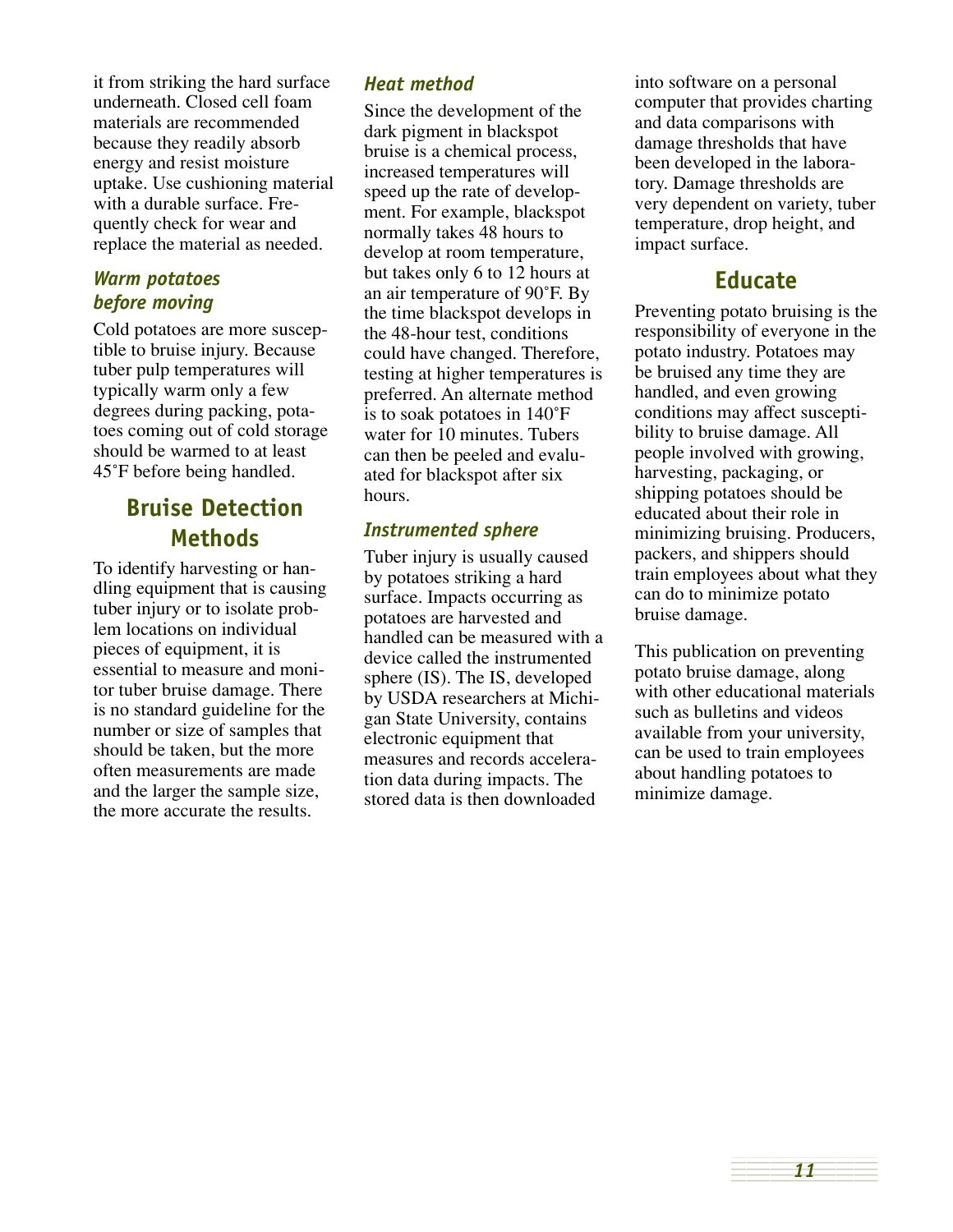it from striking the hard surface underneath. Closed cell foam materials are recommended because they readily absorb energy and resist moisture uptake. Use cushioning material with a durable surface. Frequently check for wear and replace the material as needed.

### *Warm potatoes before moving*

Cold potatoes are more susceptible to bruise injury. Because tuber pulp temperatures will typically warm only a few degrees during packing, potatoes coming out of cold storage should be warmed to at least 45˚F before being handled.

## Bruise Detection Methods

To identify harvesting or handling equipment that is causing tuber injury or to isolate problem locations on individual pieces of equipment, it is essential to measure and monitor tuber bruise damage. There is no standard guideline for the number or size of samples that should be taken, but the more often measurements are made and the larger the sample size, the more accurate the results.

### *Heat method*

Since the development of the dark pigment in blackspot bruise is a chemical process, increased temperatures will speed up the rate of development. For example, blackspot normally takes 48 hours to develop at room temperature, but takes only 6 to 12 hours at an air temperature of 90˚F. By the time blackspot develops in the 48-hour test, conditions could have changed. Therefore, testing at higher temperatures is preferred. An alternate method is to soak potatoes in 140˚F water for 10 minutes. Tubers can then be peeled and evaluated for blackspot after six hours.

### *Instrumented sphere*

Tuber injury is usually caused by potatoes striking a hard surface. Impacts occurring as potatoes are harvested and handled can be measured with a device called the instrumented sphere (IS). The IS, developed by USDA researchers at Michigan State University, contains electronic equipment that measures and records acceleration data during impacts. The stored data is then downloaded into software on a personal computer that provides charting and data comparisons with damage thresholds that have been developed in the laboratory. Damage thresholds are very dependent on variety, tuber temperature, drop height, and impact surface.

## Educate

Preventing potato bruising is the responsibility of everyone in the potato industry. Potatoes may be bruised any time they are handled, and even growing conditions may affect susceptibility to bruise damage. All people involved with growing, harvesting, packaging, or shipping potatoes should be educated about their role in minimizing bruising. Producers, packers, and shippers should train employees about what they can do to minimize potato bruise damage.

This publication on preventing potato bruise damage, along with other educational materials such as bulletins and videos available from your university, can be used to train employees about handling potatoes to minimize damage.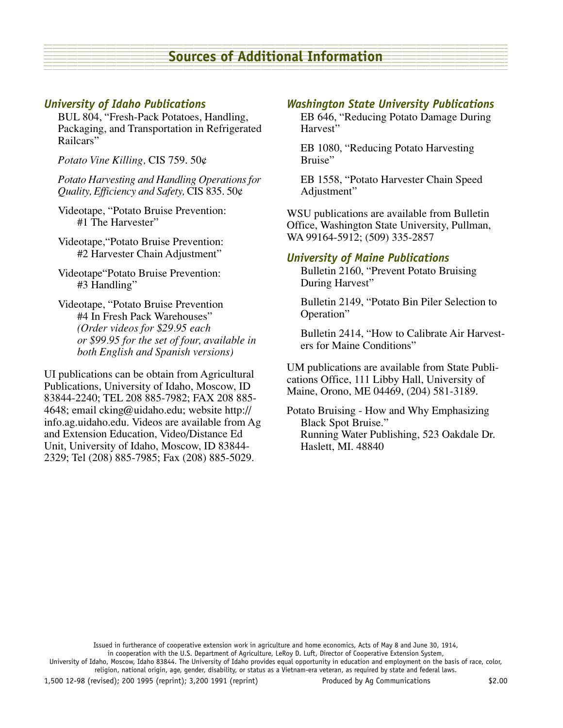## Sources of Additional Information

### University of Idaho Publications

BUL 804, "Fresh-Pack Potatoes, Handling, Packaging, and Transportation in Refrigerated Railcars"

*Potato Vine Killing,* CIS 759. 50¢

*Potato Harvesting and Handling Operations for Quality, Efficiency and Safety,* CIS 835. 50¢

Videotape, "Potato Bruise Prevention: #1 The Harvester"

Videotape,"Potato Bruise Prevention: #2 Harvester Chain Adjustment"

Videotape"Potato Bruise Prevention: #3 Handling"

Videotape, "Potato Bruise Prevention #4 In Fresh Pack Warehouses"
*(Order videos for $29.95 each or $99.95 for the set of four, available in both English and Spanish versions)*

UI publications can be obtain from Agricultural Publications, University of Idaho, Moscow, ID 83844-2240; TEL 208 885-7982; FAX 208 885-4648; email cking@uidaho.edu; website http://info.ag.uidaho.edu. Videos are available from Ag and Extension Education, Video/Distance Ed Unit, University of Idaho, Moscow, ID 83844-2329; Tel (208) 885-7985; Fax (208) 885-5029.

### Washington State University Publications

EB 646, "Reducing Potato Damage During Harvest"

EB 1080, "Reducing Potato Harvesting Bruise"

EB 1558, "Potato Harvester Chain Speed Adjustment"

WSU publications are available from Bulletin Office, Washington State University, Pullman, WA 99164-5912; (509) 335-2857

### University of Maine Publications

Bulletin 2160, "Prevent Potato Bruising During Harvest"

Bulletin 2149, "Potato Bin Piler Selection to Operation"

Bulletin 2414, "How to Calibrate Air Harvesters for Maine Conditions"

UM publications are available from State Publications Office, 111 Libby Hall, University of Maine, Orono, ME 04469, (204) 581-3189.

Potato Bruising - How and Why Emphasizing Black Spot Bruise."
Running Water Publishing, 523 Oakdale Dr. Haslett, MI. 48840

Issued in furtherance of cooperative extension work in agriculture and home economics, Acts of May 8 and June 30, 1914, in cooperation with the U.S. Department of Agriculture, LeRoy D. Luft, Director of Cooperative Extension System, University of Idaho, Moscow, Idaho 83844. The University of Idaho provides equal opportunity in education and employment on the basis of race, color, religion, national origin, age, gender, disability, or status as a Vietnam-era veteran, as required by state and federal laws.

1,500 12-98 (revised); 200 1995 (reprint); 3,200 1991 (reprint) — Produced by Ag Communications — $2.00